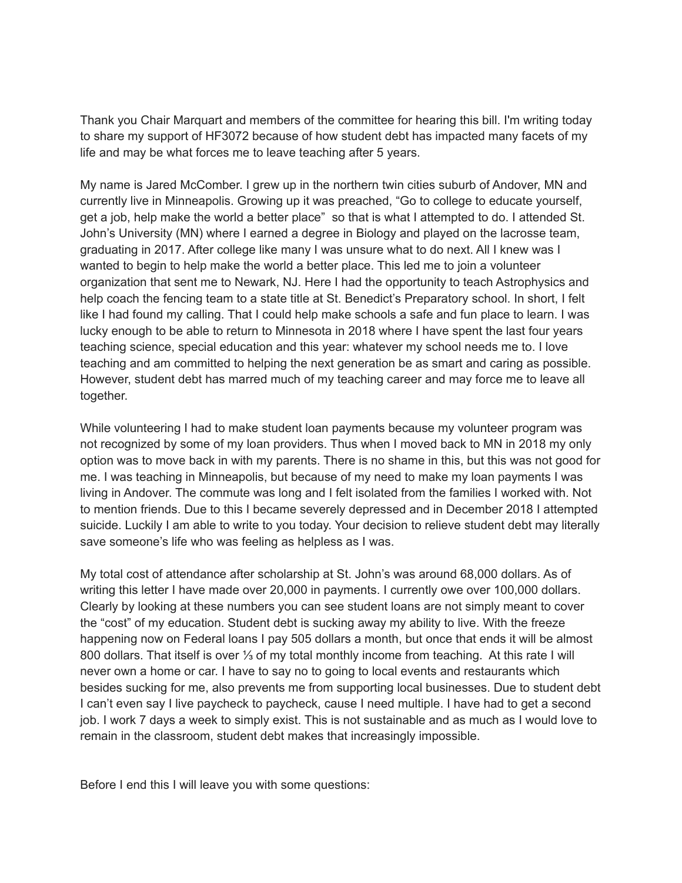Thank you Chair Marquart and members of the committee for hearing this bill. I'm writing today to share my support of HF3072 because of how student debt has impacted many facets of my life and may be what forces me to leave teaching after 5 years.

My name is Jared McComber. I grew up in the northern twin cities suburb of Andover, MN and currently live in Minneapolis. Growing up it was preached, "Go to college to educate yourself, get a job, help make the world a better place" so that is what I attempted to do. I attended St. John's University (MN) where I earned a degree in Biology and played on the lacrosse team, graduating in 2017. After college like many I was unsure what to do next. All I knew was I wanted to begin to help make the world a better place. This led me to join a volunteer organization that sent me to Newark, NJ. Here I had the opportunity to teach Astrophysics and help coach the fencing team to a state title at St. Benedict's Preparatory school. In short, I felt like I had found my calling. That I could help make schools a safe and fun place to learn. I was lucky enough to be able to return to Minnesota in 2018 where I have spent the last four years teaching science, special education and this year: whatever my school needs me to. I love teaching and am committed to helping the next generation be as smart and caring as possible. However, student debt has marred much of my teaching career and may force me to leave all together.

While volunteering I had to make student loan payments because my volunteer program was not recognized by some of my loan providers. Thus when I moved back to MN in 2018 my only option was to move back in with my parents. There is no shame in this, but this was not good for me. I was teaching in Minneapolis, but because of my need to make my loan payments I was living in Andover. The commute was long and I felt isolated from the families I worked with. Not to mention friends. Due to this I became severely depressed and in December 2018 I attempted suicide. Luckily I am able to write to you today. Your decision to relieve student debt may literally save someone's life who was feeling as helpless as I was.

My total cost of attendance after scholarship at St. John's was around 68,000 dollars. As of writing this letter I have made over 20,000 in payments. I currently owe over 100,000 dollars. Clearly by looking at these numbers you can see student loans are not simply meant to cover the "cost" of my education. Student debt is sucking away my ability to live. With the freeze happening now on Federal loans I pay 505 dollars a month, but once that ends it will be almost 800 dollars. That itself is over ⅓ of my total monthly income from teaching. At this rate I will never own a home or car. I have to say no to going to local events and restaurants which besides sucking for me, also prevents me from supporting local businesses. Due to student debt I can't even say I live paycheck to paycheck, cause I need multiple. I have had to get a second job. I work 7 days a week to simply exist. This is not sustainable and as much as I would love to remain in the classroom, student debt makes that increasingly impossible.

Before I end this I will leave you with some questions: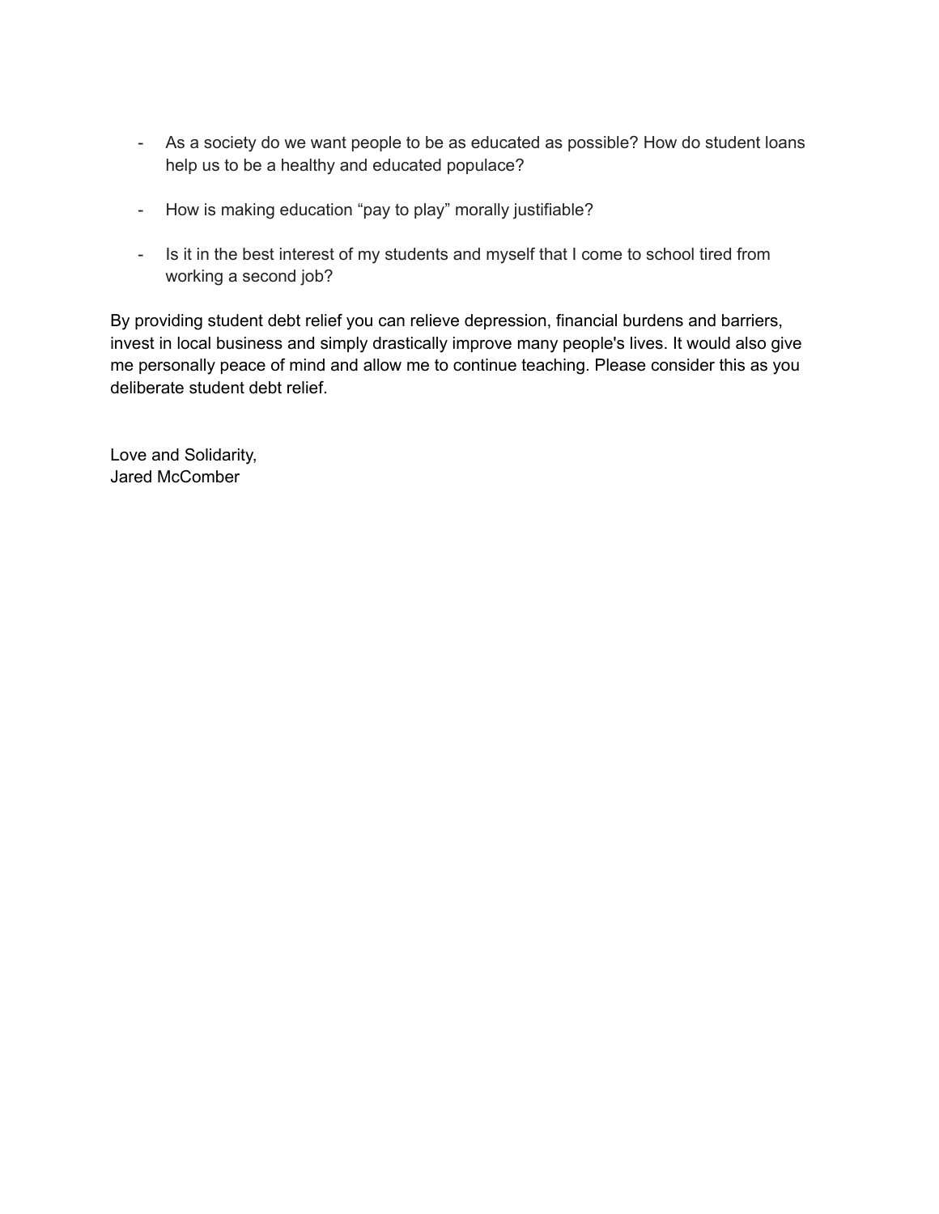- As a society do we want people to be as educated as possible? How do student loans help us to be a healthy and educated populace?

- How is making education "pay to play" morally justifiable?

- Is it in the best interest of my students and myself that I come to school tired from working a second job?

By providing student debt relief you can relieve depression, financial burdens and barriers, invest in local business and simply drastically improve many people's lives. It would also give me personally peace of mind and allow me to continue teaching. Please consider this as you deliberate student debt relief.

Love and Solidarity,
Jared McComber